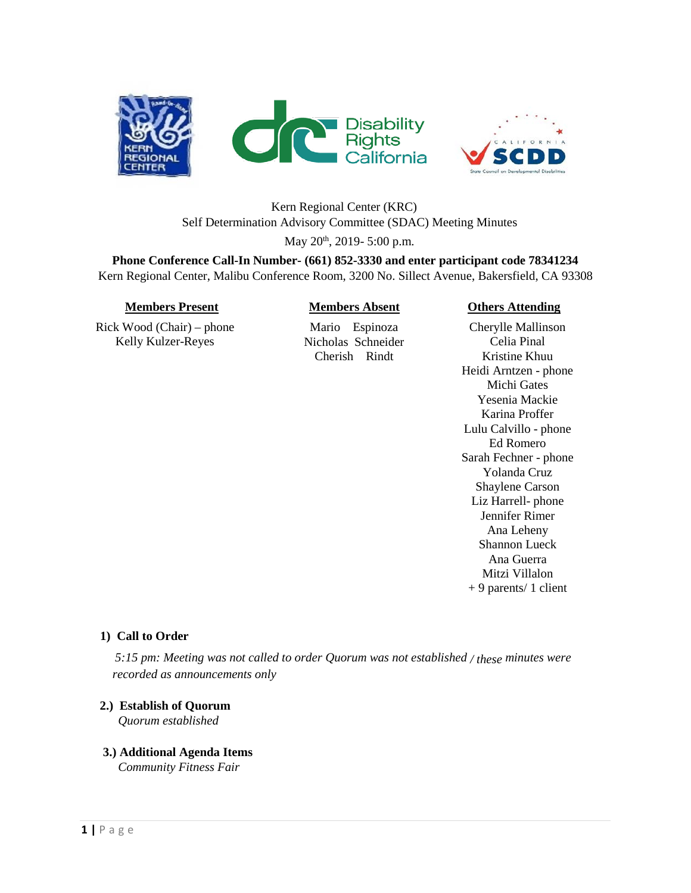Kern Regional Center (KRC)
Self Determination Advisory Committee (SDAC) Meeting Minutes
May 20th, 2019- 5:00 p.m.

**Phone Conference Call-In Number- (661) 852-3330 and enter participant code 78341234**
Kern Regional Center, Malibu Conference Room, 3200 No. Sillect Avenue, Bakersfield, CA 93308

| **Members Present** | **Members Absent** | **Others Attending** |
|---|---|---|
| Rick Wood (Chair) – phone | Mario Espinoza | Cherylle Mallinson |
| Kelly Kulzer-Reyes | Nicholas Schneider | Celia Pinal |
| | Cherish Rindt | Kristine Khuu |
| | | Heidi Arntzen - phone |
| | | Michi Gates |
| | | Yesenia Mackie |
| | | Karina Proffer |
| | | Lulu Calvillo - phone |
| | | Ed Romero |
| | | Sarah Fechner - phone |
| | | Yolanda Cruz |
| | | Shaylene Carson |
| | | Liz Harrell- phone |
| | | Jennifer Rimer |
| | | Ana Leheny |
| | | Shannon Lueck |
| | | Ana Guerra |
| | | Mitzi Villalon |
| | | + 9 parents/ 1 client |

**1) Call to Order**

*5:15 pm: Meeting was not called to order Quorum was not established / these minutes were recorded as announcements only*

**2.) Establish of Quorum**

*Quorum established*

**3.) Additional Agenda Items**

*Community Fitness Fair*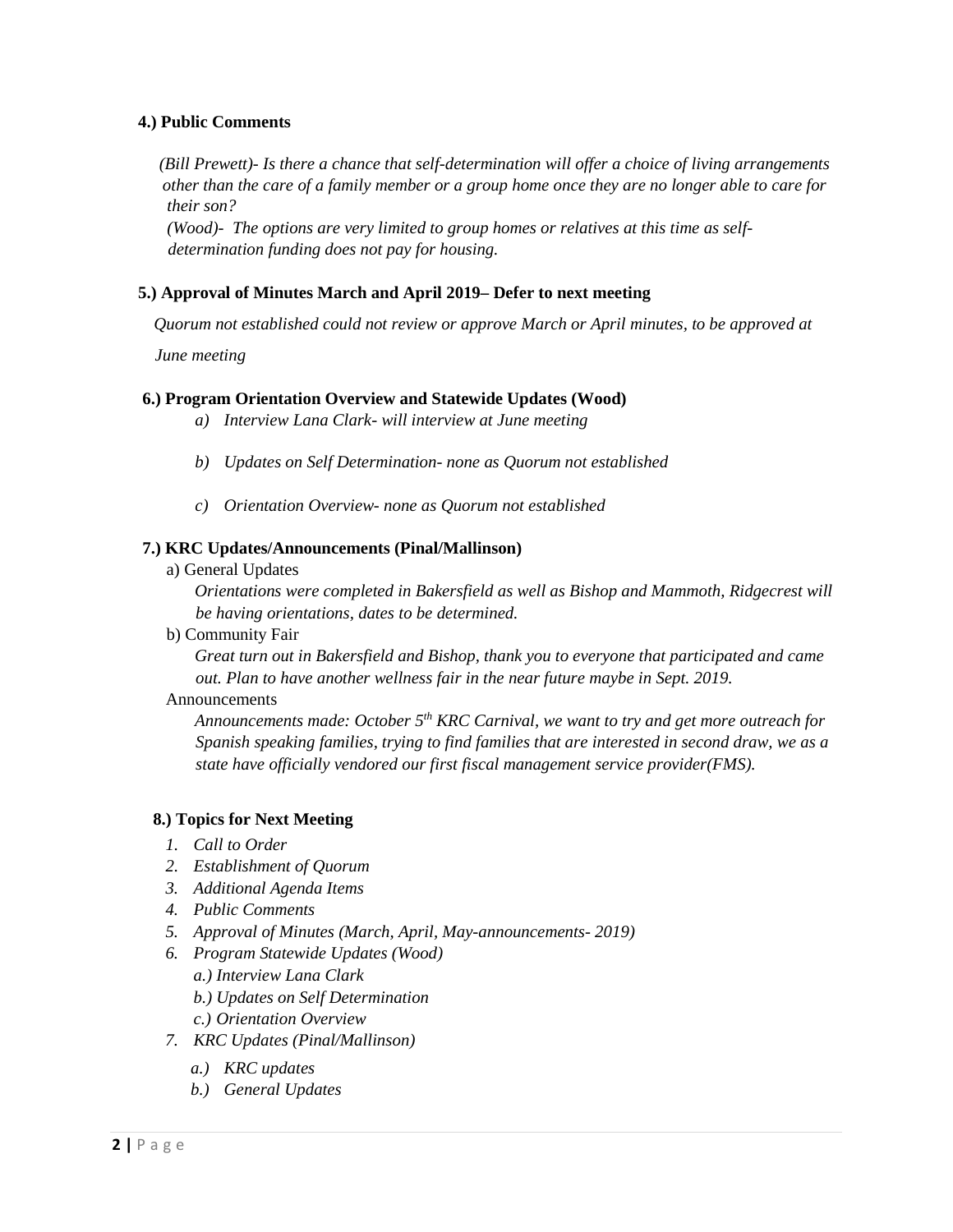**4.) Public Comments**

*(Bill Prewett)- Is there a chance that self-determination will offer a choice of living arrangements other than the care of a family member or a group home once they are no longer able to care for their son?*

*(Wood)- The options are very limited to group homes or relatives at this time as self-determination funding does not pay for housing.*

**5.) Approval of Minutes March and April 2019– Defer to next meeting**

*Quorum not established could not review or approve March or April minutes, to be approved at June meeting*

**6.) Program Orientation Overview and Statewide Updates (Wood)**

*a) Interview Lana Clark- will interview at June meeting*

*b) Updates on Self Determination- none as Quorum not established*

*c) Orientation Overview- none as Quorum not established*

**7.) KRC Updates/Announcements (Pinal/Mallinson)**

a) General Updates

*Orientations were completed in Bakersfield as well as Bishop and Mammoth, Ridgecrest will be having orientations, dates to be determined.*

b) Community Fair

*Great turn out in Bakersfield and Bishop, thank you to everyone that participated and came out. Plan to have another wellness fair in the near future maybe in Sept. 2019.*

Announcements

*Announcements made: October 5th KRC Carnival, we want to try and get more outreach for Spanish speaking families, trying to find families that are interested in second draw, we as a state have officially vendored our first fiscal management service provider(FMS).*

**8.) Topics for Next Meeting**

1. *Call to Order*
2. *Establishment of Quorum*
3. *Additional Agenda Items*
4. *Public Comments*
5. *Approval of Minutes (March, April, May-announcements- 2019)*
6. *Program Statewide Updates (Wood)*
   *a.) Interview Lana Clark*
   *b.) Updates on Self Determination*
   *c.) Orientation Overview*
7. *KRC Updates (Pinal/Mallinson)*
   *a.) KRC updates*
   *b.) General Updates*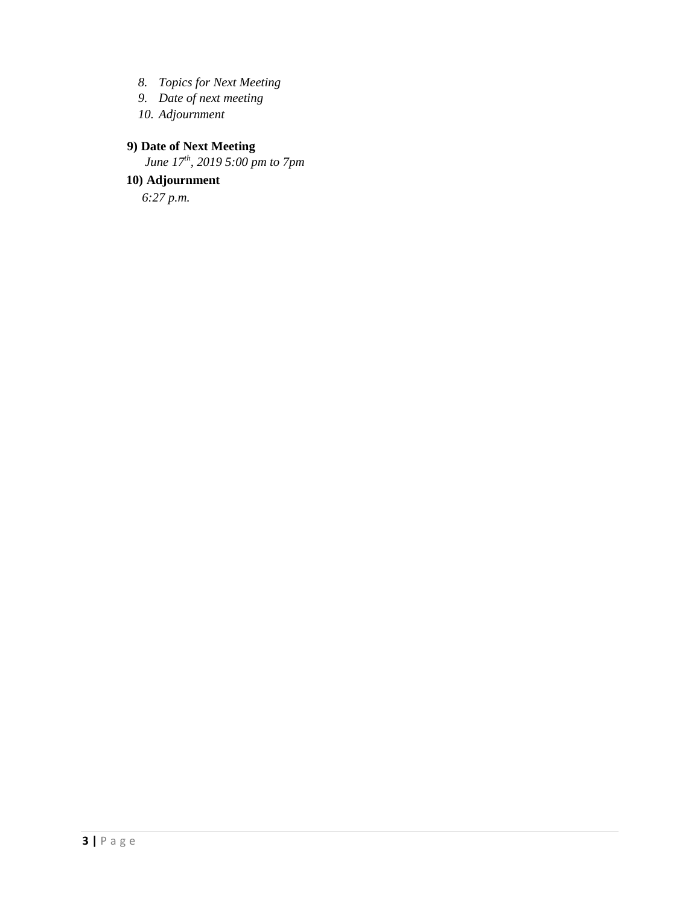8. *Topics for Next Meeting*
9. *Date of next meeting*
10. *Adjournment*

**9) Date of Next Meeting**

*June 17th, 2019 5:00 pm to 7pm*

**10) Adjournment**

*6:27 p.m.*